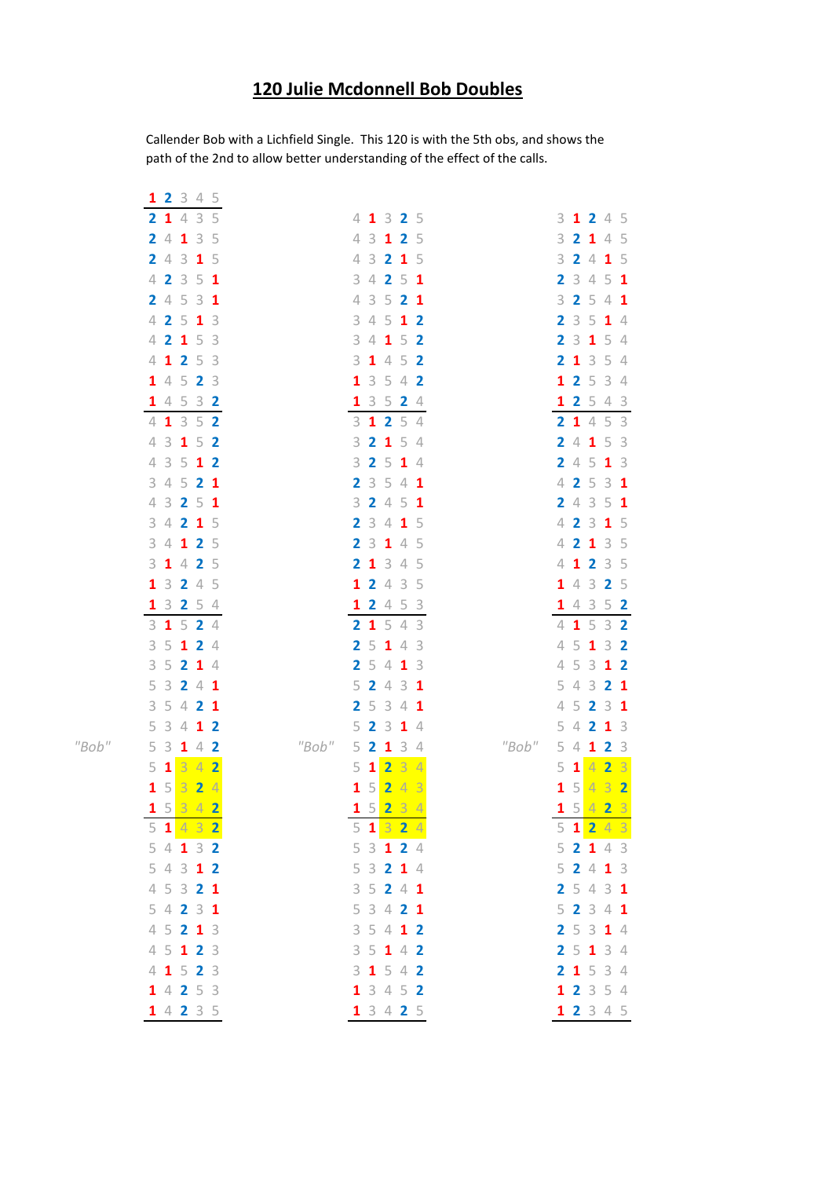# 120 Julie Mcdonnell Bob Doubles

Callender Bob with a Lichfield Single. This 120 is with the 5th obs, and shows the path of the 2nd to allow better understanding of the effect of the calls.

```
         1 2 3 4 5
         ---------
         2 1 4 3 5             4 1 3 2 5             3 1 2 4 5
         2 4 1 3 5             4 3 1 2 5             3 2 1 4 5
         2 4 3 1 5             4 3 2 1 5             3 2 4 1 5
         4 2 3 5 1             3 4 2 5 1             2 3 4 5 1
         2 4 5 3 1             4 3 5 2 1             3 2 5 4 1
         4 2 5 1 3             3 4 5 1 2             2 3 5 1 4
         4 2 1 5 3             3 4 1 5 2             2 3 1 5 4
         4 1 2 5 3             3 1 4 5 2             2 1 3 5 4
         1 4 5 2 3             1 3 5 4 2             1 2 5 3 4
         1 4 5 3 2             1 3 5 2 4             1 2 5 4 3
         ---------             ---------             ---------
         4 1 3 5 2             3 1 2 5 4             2 1 4 5 3
         4 3 1 5 2             3 2 1 5 4             2 4 1 5 3
         4 3 5 1 2             3 2 5 1 4             2 4 5 1 3
         3 4 5 2 1             2 3 5 4 1             4 2 5 3 1
         4 3 2 5 1             3 2 4 5 1             2 4 3 5 1
         3 4 2 1 5             2 3 4 1 5             4 2 3 1 5
         3 4 1 2 5             2 3 1 4 5             4 2 1 3 5
         3 1 4 2 5             2 1 3 4 5             4 1 2 3 5
         1 3 2 4 5             1 2 4 3 5             1 4 3 2 5
         1 3 2 5 4             1 2 4 5 3             1 4 3 5 2
         ---------             ---------             ---------
         3 1 5 2 4             2 1 5 4 3             4 1 5 3 2
         3 5 1 2 4             2 5 1 4 3             4 5 1 3 2
         3 5 2 1 4             2 5 4 1 3             4 5 3 1 2
         5 3 2 4 1             5 2 4 3 1             5 4 3 2 1
         3 5 4 2 1             2 5 3 4 1             4 5 2 3 1
         5 3 4 1 2             5 2 3 1 4             5 4 2 1 3
"Bob"    5 3 1 4 2    "Bob"    5 2 1 3 4    "Bob"    5 4 1 2 3
         5 1 3 4 2             5 1 2 3 4             5 1 4 2 3
         1 5 3 2 4             1 5 2 4 3             1 5 4 3 2
         1 5 3 4 2             1 5 2 3 4             1 5 4 2 3
         ---------             ---------             ---------
         5 1 4 3 2             5 1 3 2 4             5 1 2 4 3
         5 4 1 3 2             5 3 1 2 4             5 2 1 4 3
         5 4 3 1 2             5 3 2 1 4             5 2 4 1 3
         4 5 3 2 1             3 5 2 4 1             2 5 4 3 1
         5 4 2 3 1             5 3 4 2 1             5 2 3 4 1
         4 5 2 1 3             3 5 4 1 2             2 5 3 1 4
         4 5 1 2 3             3 5 1 4 2             2 5 1 3 4
         4 1 5 2 3             3 1 5 4 2             2 1 5 3 4
         1 4 2 5 3             1 3 4 5 2             1 2 3 5 4
         1 4 2 3 5             1 3 4 2 5             1 2 3 4 5
         ---------             ---------             ---------
```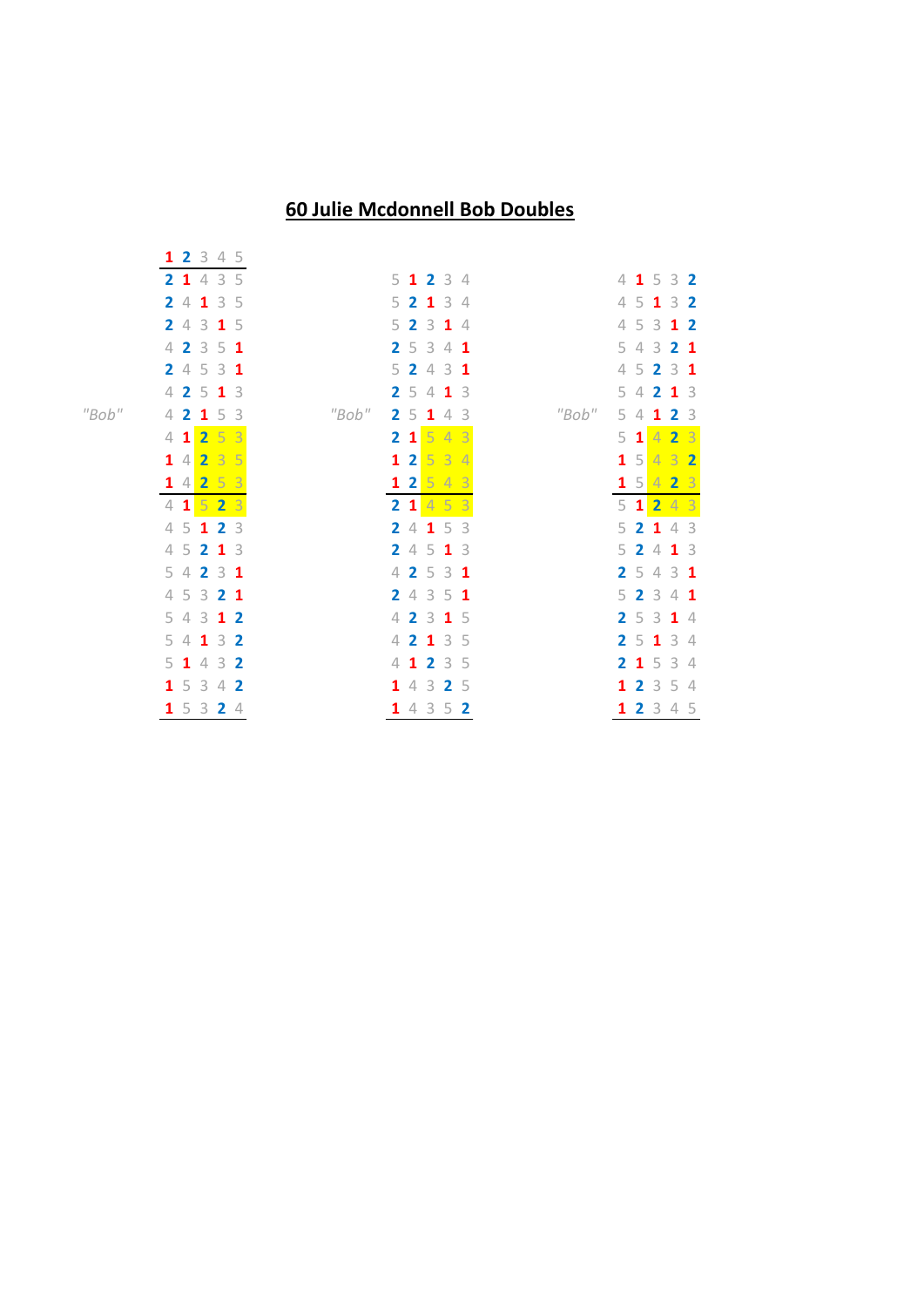# 60 Julie Mcdonnell Bob Doubles

| | | | | | |
|---|---|---|---|---|---|
| | 1 2 3 4 5 | | | | |
| | 2 1 4 3 5 | | 5 1 2 3 4 | | 4 1 5 3 2 |
| | 2 4 1 3 5 | | 5 2 1 3 4 | | 4 5 1 3 2 |
| | 2 4 3 1 5 | | 5 2 3 1 4 | | 4 5 3 1 2 |
| | 4 2 3 5 1 | | 2 5 3 4 1 | | 5 4 3 2 1 |
| | 2 4 5 3 1 | | 5 2 4 3 1 | | 4 5 2 3 1 |
| | 4 2 5 1 3 | | 2 5 4 1 3 | | 5 4 2 1 3 |
| *"Bob"* | 4 2 1 5 3 | *"Bob"* | 2 5 1 4 3 | *"Bob"* | 5 4 1 2 3 |
| | 4 1 2 5 3 | | 2 1 5 4 3 | | 5 1 4 2 3 |
| | 1 4 2 3 5 | | 1 2 5 3 4 | | 1 5 4 3 2 |
| | 1 4 2 5 3 | | 1 2 5 4 3 | | 1 5 4 2 3 |
| | 4 1 5 2 3 | | 2 1 4 5 3 | | 5 1 2 4 3 |
| | 4 5 1 2 3 | | 2 4 1 5 3 | | 5 2 1 4 3 |
| | 4 5 2 1 3 | | 2 4 5 1 3 | | 5 2 4 1 3 |
| | 5 4 2 3 1 | | 4 2 5 3 1 | | 2 5 4 3 1 |
| | 4 5 3 2 1 | | 2 4 3 5 1 | | 5 2 3 4 1 |
| | 5 4 3 1 2 | | 4 2 3 1 5 | | 2 5 3 1 4 |
| | 5 4 1 3 2 | | 4 2 1 3 5 | | 2 5 1 3 4 |
| | 5 1 4 3 2 | | 4 1 2 3 5 | | 2 1 5 3 4 |
| | 1 5 3 4 2 | | 1 4 3 2 5 | | 1 2 3 5 4 |
| | 1 5 3 2 4 | | 1 4 3 5 2 | | 1 2 3 4 5 |